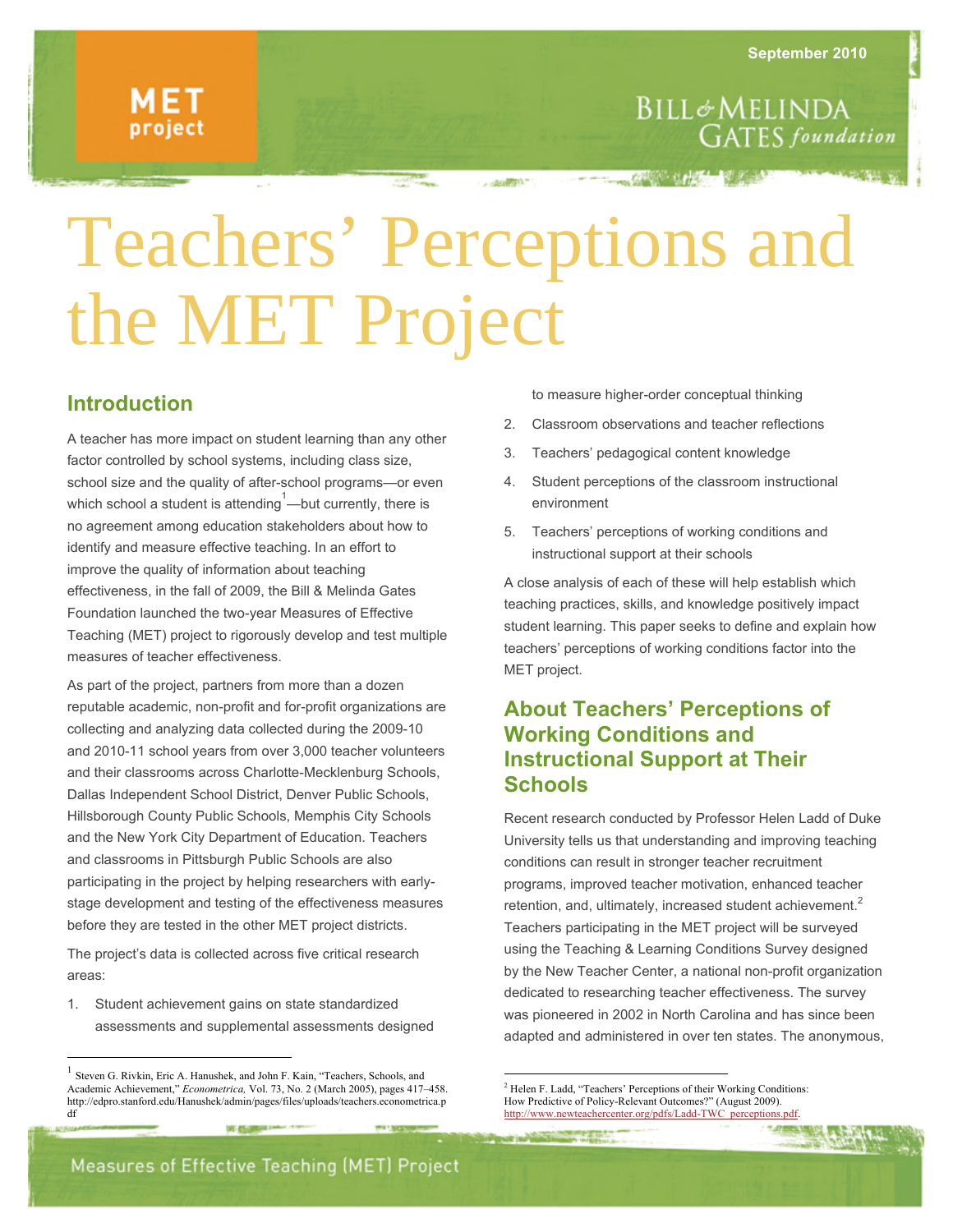September 2010

# Teachers' Perceptions and the MET Project

## Introduction

A teacher has more impact on student learning than any other factor controlled by school systems, including class size, school size and the quality of after-school programs—or even which school a student is attending[1]—but currently, there is no agreement among education stakeholders about how to identify and measure effective teaching. In an effort to improve the quality of information about teaching effectiveness, in the fall of 2009, the Bill & Melinda Gates Foundation launched the two-year Measures of Effective Teaching (MET) project to rigorously develop and test multiple measures of teacher effectiveness.

As part of the project, partners from more than a dozen reputable academic, non-profit and for-profit organizations are collecting and analyzing data collected during the 2009-10 and 2010-11 school years from over 3,000 teacher volunteers and their classrooms across Charlotte-Mecklenburg Schools, Dallas Independent School District, Denver Public Schools, Hillsborough County Public Schools, Memphis City Schools and the New York City Department of Education. Teachers and classrooms in Pittsburgh Public Schools are also participating in the project by helping researchers with early-stage development and testing of the effectiveness measures before they are tested in the other MET project districts.

The project's data is collected across five critical research areas:

1. Student achievement gains on state standardized assessments and supplemental assessments designed to measure higher-order conceptual thinking
2. Classroom observations and teacher reflections
3. Teachers' pedagogical content knowledge
4. Student perceptions of the classroom instructional environment
5. Teachers' perceptions of working conditions and instructional support at their schools

A close analysis of each of these will help establish which teaching practices, skills, and knowledge positively impact student learning. This paper seeks to define and explain how teachers' perceptions of working conditions factor into the MET project.

## About Teachers' Perceptions of Working Conditions and Instructional Support at Their Schools

Recent research conducted by Professor Helen Ladd of Duke University tells us that understanding and improving teaching conditions can result in stronger teacher recruitment programs, improved teacher motivation, enhanced teacher retention, and, ultimately, increased student achievement.[2] Teachers participating in the MET project will be surveyed using the Teaching & Learning Conditions Survey designed by the New Teacher Center, a national non-profit organization dedicated to researching teacher effectiveness. The survey was pioneered in 2002 in North Carolina and has since been adapted and administered in over ten states. The anonymous,

---

[1] Steven G. Rivkin, Eric A. Hanushek, and John F. Kain, "Teachers, Schools, and Academic Achievement," *Econometrica,* Vol. 73, No. 2 (March 2005), pages 417–458. http://edpro.stanford.edu/Hanushek/admin/pages/files/uploads/teachers.econometrica.pdf

[2] Helen F. Ladd, "Teachers' Perceptions of their Working Conditions: How Predictive of Policy-Relevant Outcomes?" (August 2009). http://www.newteachercenter.org/pdfs/Ladd-TWC_perceptions.pdf.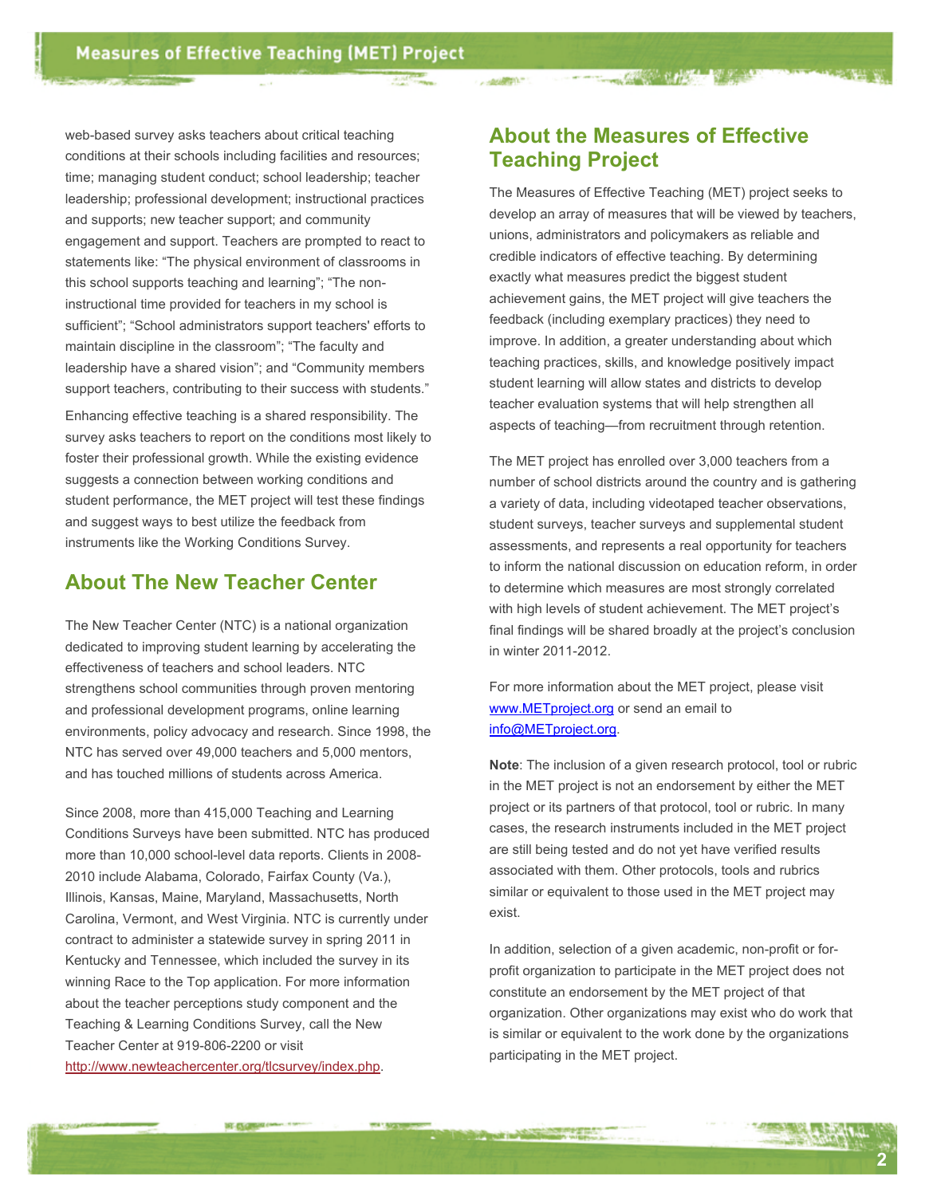web-based survey asks teachers about critical teaching conditions at their schools including facilities and resources; time; managing student conduct; school leadership; teacher leadership; professional development; instructional practices and supports; new teacher support; and community engagement and support. Teachers are prompted to react to statements like: "The physical environment of classrooms in this school supports teaching and learning"; "The non-instructional time provided for teachers in my school is sufficient"; "School administrators support teachers' efforts to maintain discipline in the classroom"; "The faculty and leadership have a shared vision"; and "Community members support teachers, contributing to their success with students."

Enhancing effective teaching is a shared responsibility. The survey asks teachers to report on the conditions most likely to foster their professional growth. While the existing evidence suggests a connection between working conditions and student performance, the MET project will test these findings and suggest ways to best utilize the feedback from instruments like the Working Conditions Survey.

## About The New Teacher Center

The New Teacher Center (NTC) is a national organization dedicated to improving student learning by accelerating the effectiveness of teachers and school leaders. NTC strengthens school communities through proven mentoring and professional development programs, online learning environments, policy advocacy and research. Since 1998, the NTC has served over 49,000 teachers and 5,000 mentors, and has touched millions of students across America.

Since 2008, more than 415,000 Teaching and Learning Conditions Surveys have been submitted. NTC has produced more than 10,000 school-level data reports. Clients in 2008-2010 include Alabama, Colorado, Fairfax County (Va.), Illinois, Kansas, Maine, Maryland, Massachusetts, North Carolina, Vermont, and West Virginia. NTC is currently under contract to administer a statewide survey in spring 2011 in Kentucky and Tennessee, which included the survey in its winning Race to the Top application. For more information about the teacher perceptions study component and the Teaching & Learning Conditions Survey, call the New Teacher Center at 919-806-2200 or visit http://www.newteachercenter.org/tlcsurvey/index.php.

## About the Measures of Effective Teaching Project

The Measures of Effective Teaching (MET) project seeks to develop an array of measures that will be viewed by teachers, unions, administrators and policymakers as reliable and credible indicators of effective teaching. By determining exactly what measures predict the biggest student achievement gains, the MET project will give teachers the feedback (including exemplary practices) they need to improve. In addition, a greater understanding about which teaching practices, skills, and knowledge positively impact student learning will allow states and districts to develop teacher evaluation systems that will help strengthen all aspects of teaching—from recruitment through retention.

The MET project has enrolled over 3,000 teachers from a number of school districts around the country and is gathering a variety of data, including videotaped teacher observations, student surveys, teacher surveys and supplemental student assessments, and represents a real opportunity for teachers to inform the national discussion on education reform, in order to determine which measures are most strongly correlated with high levels of student achievement. The MET project's final findings will be shared broadly at the project's conclusion in winter 2011-2012.

For more information about the MET project, please visit www.METproject.org or send an email to info@METproject.org.

**Note**: The inclusion of a given research protocol, tool or rubric in the MET project is not an endorsement by either the MET project or its partners of that protocol, tool or rubric. In many cases, the research instruments included in the MET project are still being tested and do not yet have verified results associated with them. Other protocols, tools and rubrics similar or equivalent to those used in the MET project may exist.

In addition, selection of a given academic, non-profit or for-profit organization to participate in the MET project does not constitute an endorsement by the MET project of that organization. Other organizations may exist who do work that is similar or equivalent to the work done by the organizations participating in the MET project.